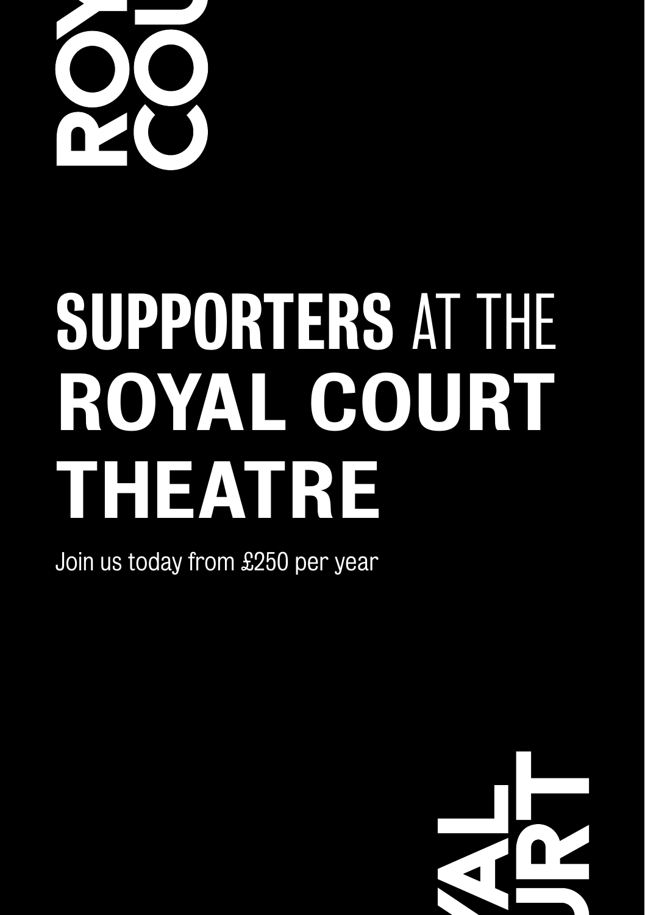# SUPPORTERS AT THE ROYAL COURT THEATRE

Join us today from £250 per year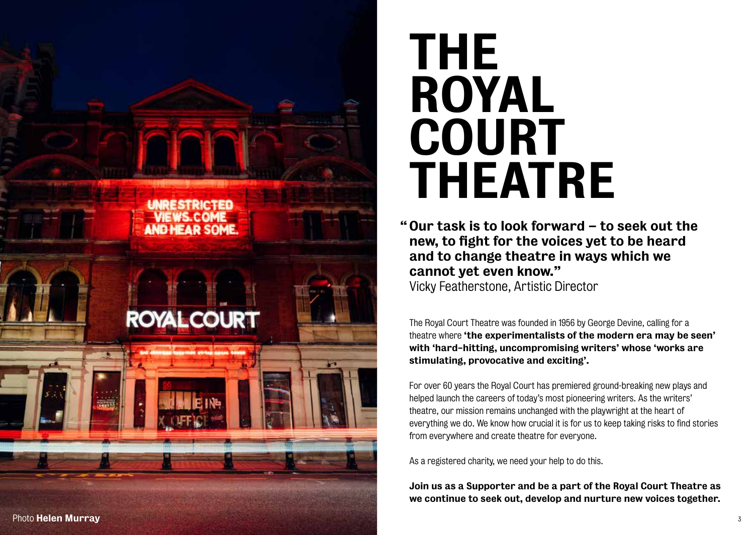Photo **Helen Murray**

# THE ROYAL COURT THEATRE

**"Our task is to look forward – to seek out the new, to fight for the voices yet to be heard and to change theatre in ways which we cannot yet even know."**
Vicky Featherstone, Artistic Director

The Royal Court Theatre was founded in 1956 by George Devine, calling for a theatre where **'the experimentalists of the modern era may be seen' with 'hard-hitting, uncompromising writers' whose 'works are stimulating, provocative and exciting'.**

For over 60 years the Royal Court has premiered ground-breaking new plays and helped launch the careers of today's most pioneering writers. As the writers' theatre, our mission remains unchanged with the playwright at the heart of everything we do. We know how crucial it is for us to keep taking risks to find stories from everywhere and create theatre for everyone.

As a registered charity, we need your help to do this.

**Join us as a Supporter and be a part of the Royal Court Theatre as we continue to seek out, develop and nurture new voices together.**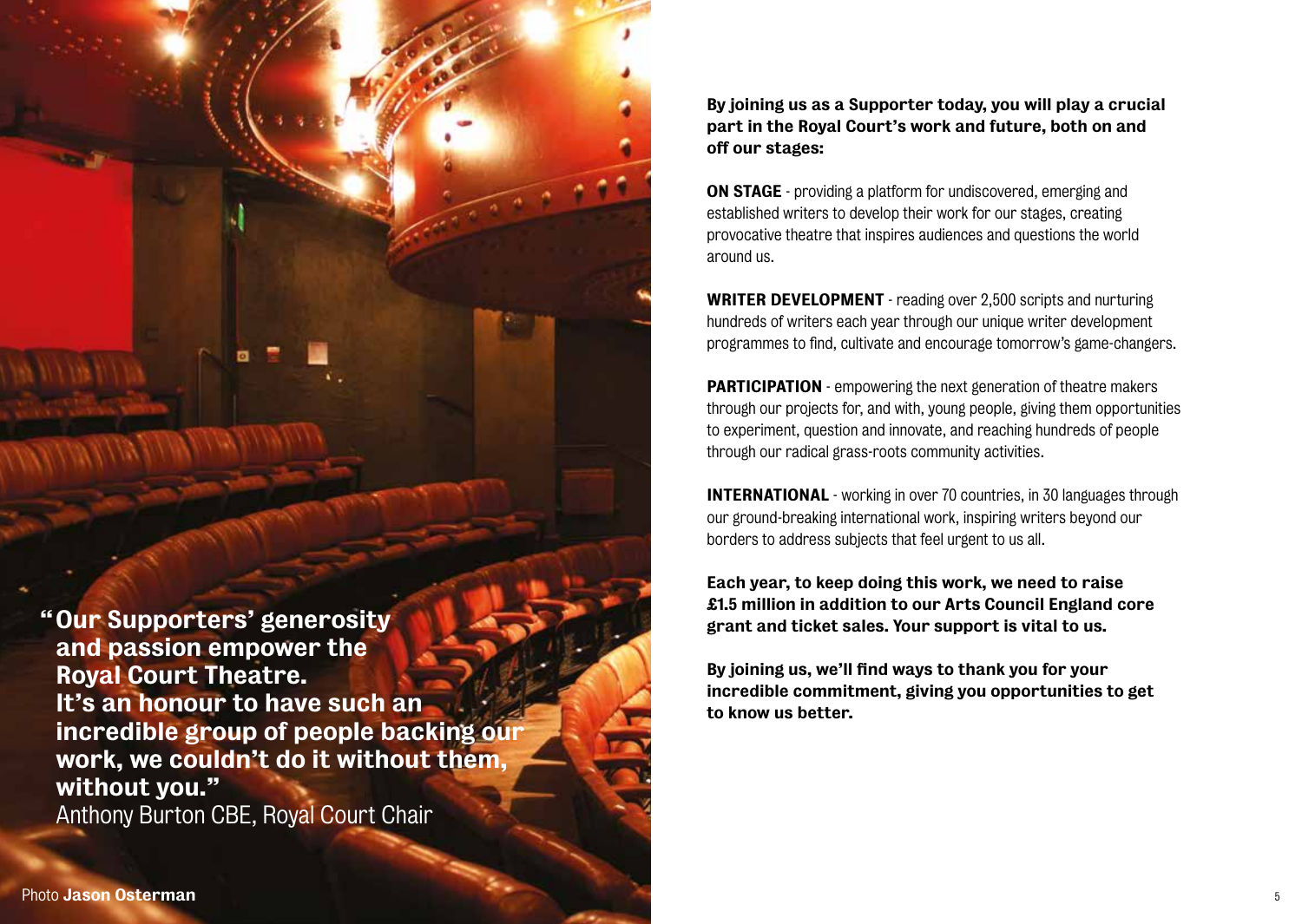> **"Our Supporters' generosity and passion empower the Royal Court Theatre. It's an honour to have such an incredible group of people backing our work, we couldn't do it without them, without you."**
> Anthony Burton CBE, Royal Court Chair

Photo **Jason Osterman**

**By joining us as a Supporter today, you will play a crucial part in the Royal Court's work and future, both on and off our stages:**

**ON STAGE** - providing a platform for undiscovered, emerging and established writers to develop their work for our stages, creating provocative theatre that inspires audiences and questions the world around us.

**WRITER DEVELOPMENT** - reading over 2,500 scripts and nurturing hundreds of writers each year through our unique writer development programmes to find, cultivate and encourage tomorrow's game-changers.

**PARTICIPATION** - empowering the next generation of theatre makers through our projects for, and with, young people, giving them opportunities to experiment, question and innovate, and reaching hundreds of people through our radical grass-roots community activities.

**INTERNATIONAL** - working in over 70 countries, in 30 languages through our ground-breaking international work, inspiring writers beyond our borders to address subjects that feel urgent to us all.

**Each year, to keep doing this work, we need to raise £1.5 million in addition to our Arts Council England core grant and ticket sales. Your support is vital to us.**

**By joining us, we'll find ways to thank you for your incredible commitment, giving you opportunities to get to know us better.**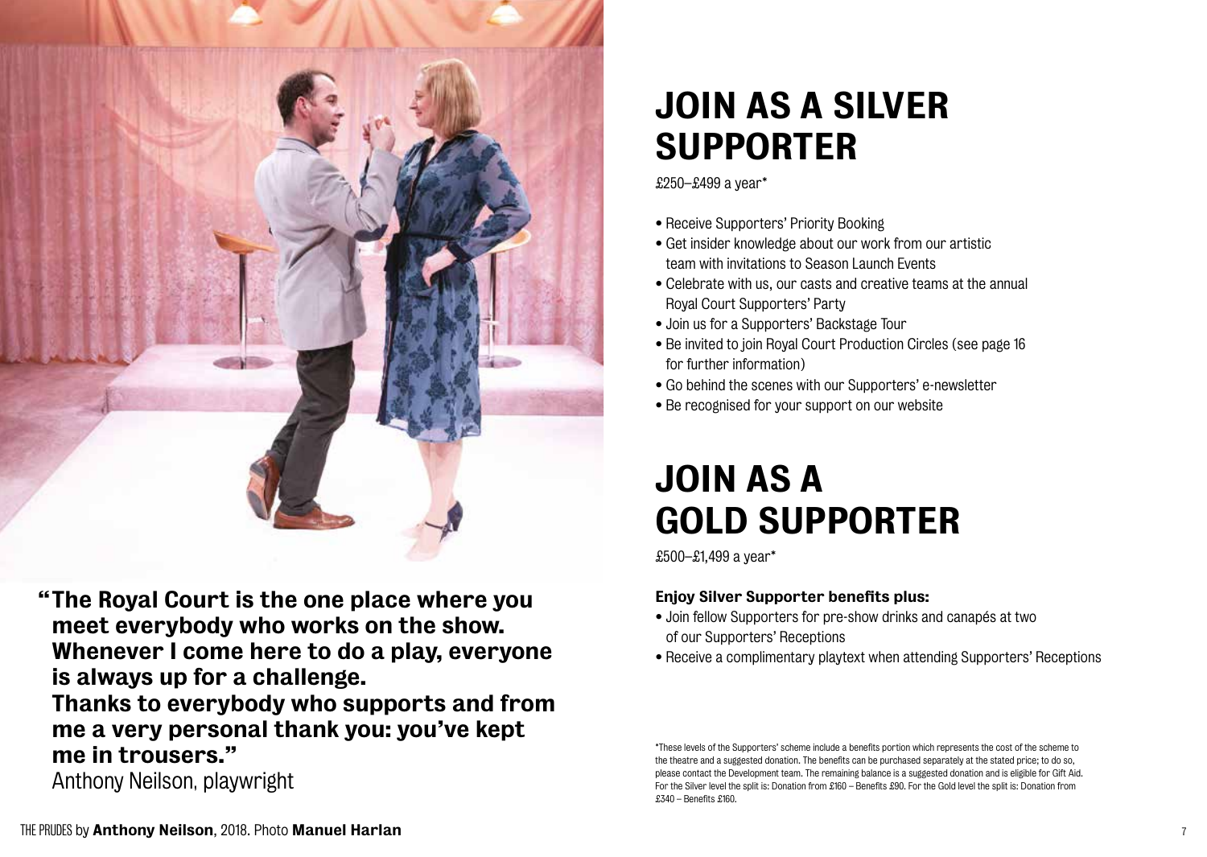**"The Royal Court is the one place where you meet everybody who works on the show. Whenever I come here to do a play, everyone is always up for a challenge. Thanks to everybody who supports and from me a very personal thank you: you've kept me in trousers."**

Anthony Neilson, playwright

THE PRUDES by **Anthony Neilson**, 2018. Photo **Manuel Harlan**

# JOIN AS A SILVER SUPPORTER

£250–£499 a year*

- Receive Supporters' Priority Booking
- Get insider knowledge about our work from our artistic team with invitations to Season Launch Events
- Celebrate with us, our casts and creative teams at the annual Royal Court Supporters' Party
- Join us for a Supporters' Backstage Tour
- Be invited to join Royal Court Production Circles (see page 16 for further information)
- Go behind the scenes with our Supporters' e-newsletter
- Be recognised for your support on our website

# JOIN AS A GOLD SUPPORTER

£500–£1,499 a year*

**Enjoy Silver Supporter benefits plus:**

- Join fellow Supporters for pre-show drinks and canapés at two of our Supporters' Receptions
- Receive a complimentary playtext when attending Supporters' Receptions

*These levels of the Supporters' scheme include a benefits portion which represents the cost of the scheme to the theatre and a suggested donation. The benefits can be purchased separately at the stated price; to do so, please contact the Development team. The remaining balance is a suggested donation and is eligible for Gift Aid. For the Silver level the split is: Donation from £160 – Benefits £90. For the Gold level the split is: Donation from £340 – Benefits £160.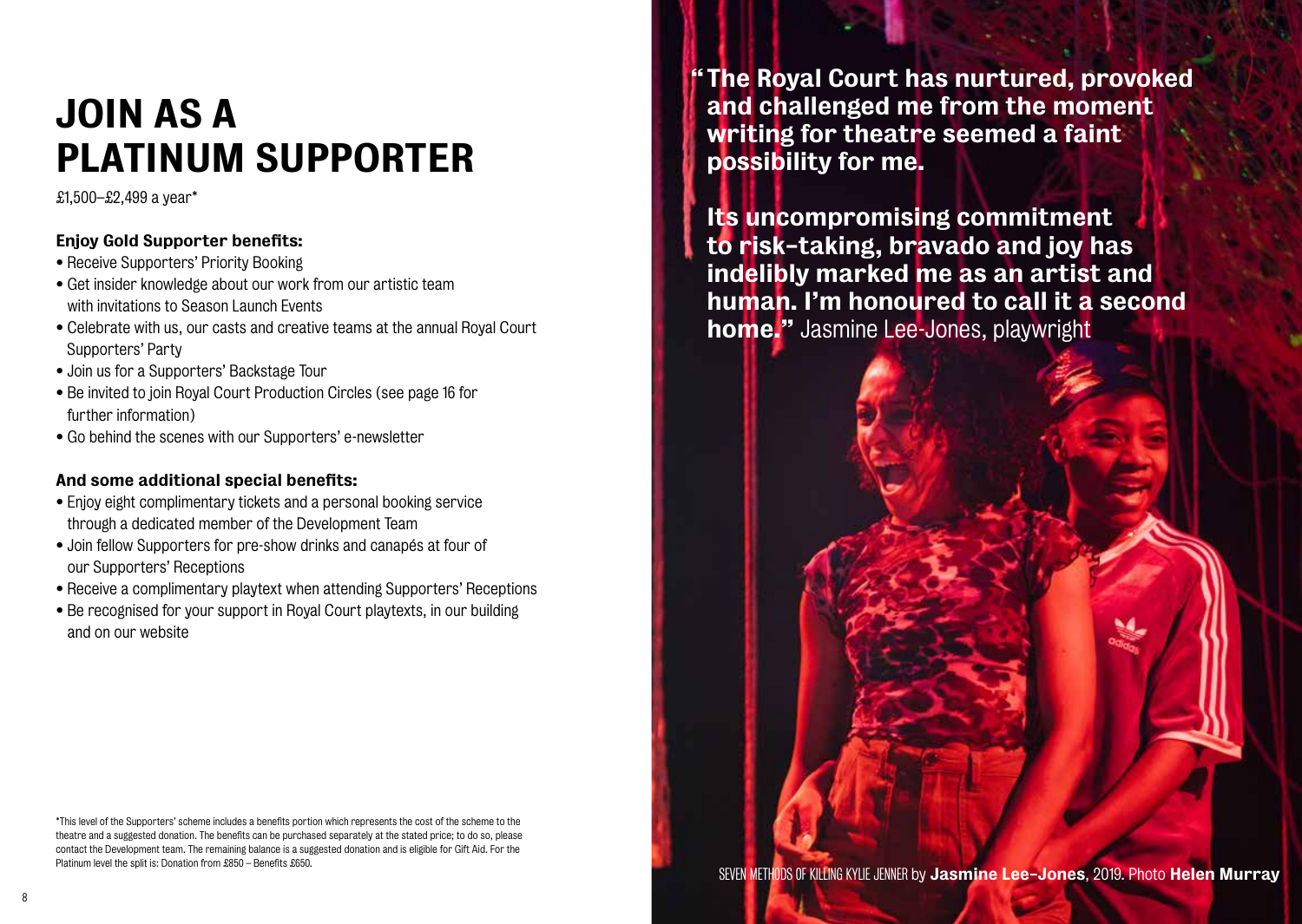# JOIN AS A PLATINUM SUPPORTER

£1,500–£2,499 a year*

**Enjoy Gold Supporter benefits:**

- Receive Supporters' Priority Booking
- Get insider knowledge about our work from our artistic team with invitations to Season Launch Events
- Celebrate with us, our casts and creative teams at the annual Royal Court Supporters' Party
- Join us for a Supporters' Backstage Tour
- Be invited to join Royal Court Production Circles (see page 16 for further information)
- Go behind the scenes with our Supporters' e-newsletter

**And some additional special benefits:**

- Enjoy eight complimentary tickets and a personal booking service through a dedicated member of the Development Team
- Join fellow Supporters for pre-show drinks and canapés at four of our Supporters' Receptions
- Receive a complimentary playtext when attending Supporters' Receptions
- Be recognised for your support in Royal Court playtexts, in our building and on our website

*This level of the Supporters' scheme includes a benefits portion which represents the cost of the scheme to the theatre and a suggested donation. The benefits can be purchased separately at the stated price; to do so, please contact the Development team. The remaining balance is a suggested donation and is eligible for Gift Aid. For the Platinum level the split is: Donation from £850 – Benefits £650.

**"The Royal Court has nurtured, provoked and challenged me from the moment writing for theatre seemed a faint possibility for me.**

**Its uncompromising commitment to risk-taking, bravado and joy has indelibly marked me as an artist and human. I'm honoured to call it a second home."** Jasmine Lee-Jones, playwright

SEVEN METHODS OF KILLING KYLIE JENNER by **Jasmine Lee-Jones**, 2019. Photo **Helen Murray**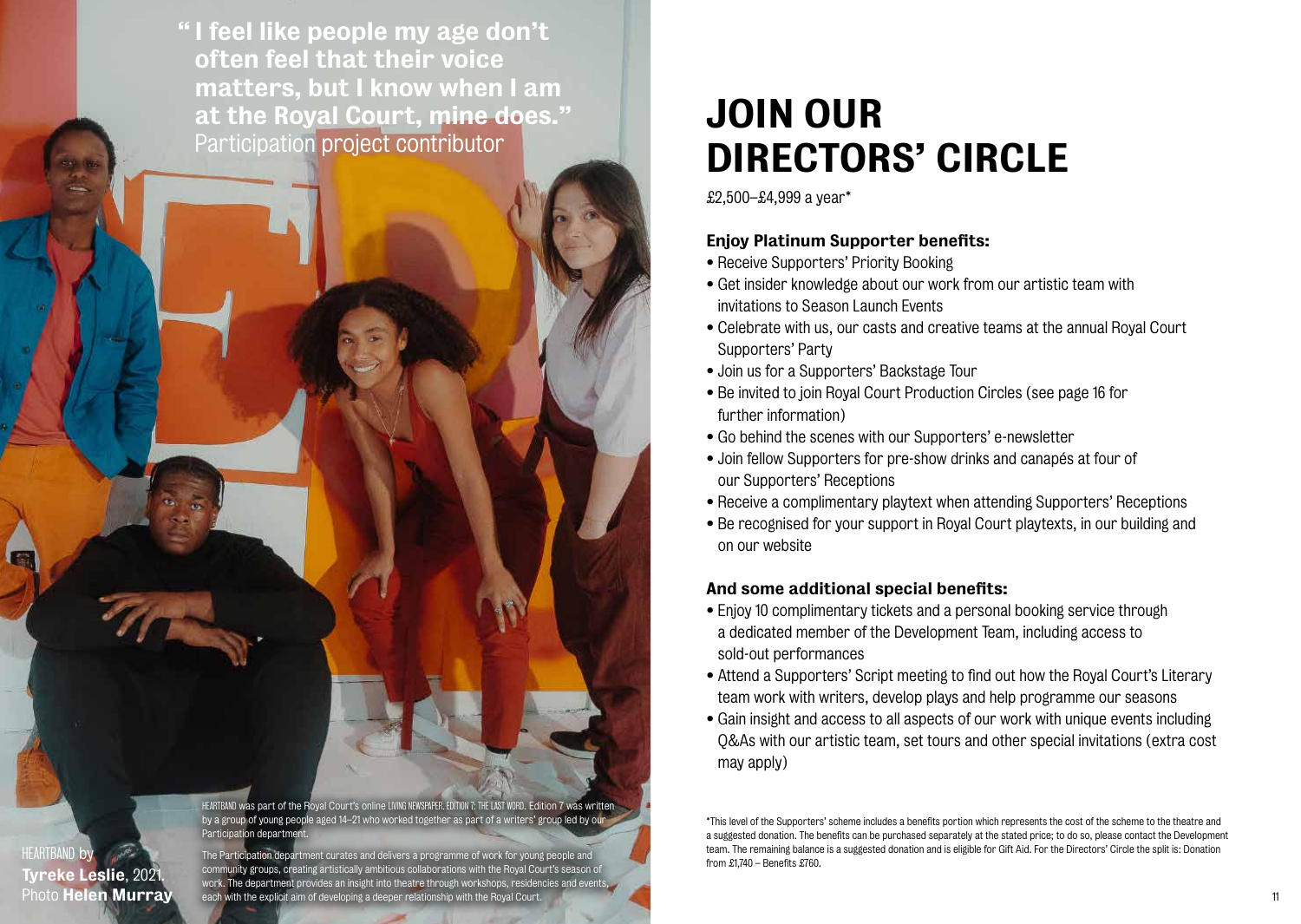**"I feel like people my age don't often feel that their voice matters, but I know when I am at the Royal Court, mine does."**
Participation project contributor

HEARTBAND was part of the Royal Court's online LIVING NEWSPAPER, EDITION 7: THE LAST WORD. Edition 7 was written by a group of young people aged 14–21 who worked together as part of a writers' group led by our Participation department.

The Participation department curates and delivers a programme of work for young people and community groups, creating artistically ambitious collaborations with the Royal Court's season of work. The department provides an insight into theatre through workshops, residencies and events, each with the explicit aim of developing a deeper relationship with the Royal Court.

HEARTBAND by **Tyreke Leslie**, 2021. Photo **Helen Murray**

# JOIN OUR DIRECTORS' CIRCLE

£2,500–£4,999 a year*

### Enjoy Platinum Supporter benefits:

- Receive Supporters' Priority Booking
- Get insider knowledge about our work from our artistic team with invitations to Season Launch Events
- Celebrate with us, our casts and creative teams at the annual Royal Court Supporters' Party
- Join us for a Supporters' Backstage Tour
- Be invited to join Royal Court Production Circles (see page 16 for further information)
- Go behind the scenes with our Supporters' e-newsletter
- Join fellow Supporters for pre-show drinks and canapés at four of our Supporters' Receptions
- Receive a complimentary playtext when attending Supporters' Receptions
- Be recognised for your support in Royal Court playtexts, in our building and on our website

### And some additional special benefits:

- Enjoy 10 complimentary tickets and a personal booking service through a dedicated member of the Development Team, including access to sold-out performances
- Attend a Supporters' Script meeting to find out how the Royal Court's Literary team work with writers, develop plays and help programme our seasons
- Gain insight and access to all aspects of our work with unique events including Q&As with our artistic team, set tours and other special invitations (extra cost may apply)

*This level of the Supporters' scheme includes a benefits portion which represents the cost of the scheme to the theatre and a suggested donation. The benefits can be purchased separately at the stated price; to do so, please contact the Development team. The remaining balance is a suggested donation and is eligible for Gift Aid. For the Directors' Circle the split is: Donation from £1,740 – Benefits £760.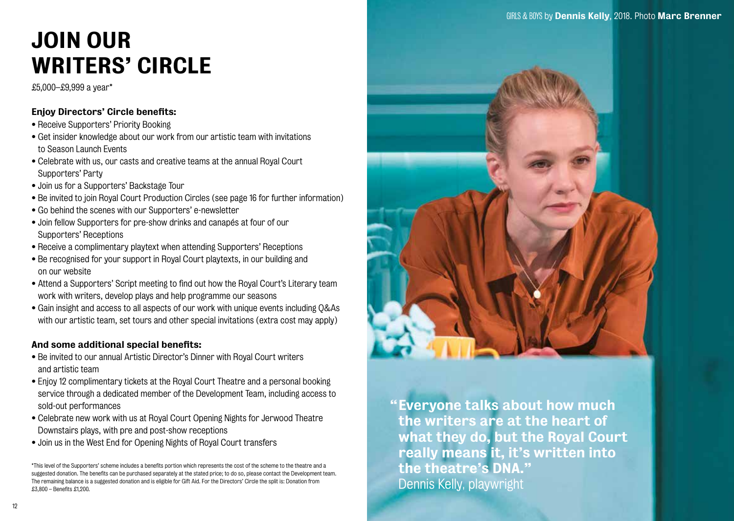# JOIN OUR WRITERS' CIRCLE

£5,000–£9,999 a year*

### Enjoy Directors' Circle benefits:

- Receive Supporters' Priority Booking
- Get insider knowledge about our work from our artistic team with invitations to Season Launch Events
- Celebrate with us, our casts and creative teams at the annual Royal Court Supporters' Party
- Join us for a Supporters' Backstage Tour
- Be invited to join Royal Court Production Circles (see page 16 for further information)
- Go behind the scenes with our Supporters' e-newsletter
- Join fellow Supporters for pre-show drinks and canapés at four of our Supporters' Receptions
- Receive a complimentary playtext when attending Supporters' Receptions
- Be recognised for your support in Royal Court playtexts, in our building and on our website
- Attend a Supporters' Script meeting to find out how the Royal Court's Literary team work with writers, develop plays and help programme our seasons
- Gain insight and access to all aspects of our work with unique events including Q&As with our artistic team, set tours and other special invitations (extra cost may apply)

### And some additional special benefits:

- Be invited to our annual Artistic Director's Dinner with Royal Court writers and artistic team
- Enjoy 12 complimentary tickets at the Royal Court Theatre and a personal booking service through a dedicated member of the Development Team, including access to sold-out performances
- Celebrate new work with us at Royal Court Opening Nights for Jerwood Theatre Downstairs plays, with pre and post-show receptions
- Join us in the West End for Opening Nights of Royal Court transfers

*This level of the Supporters' scheme includes a benefits portion which represents the cost of the scheme to the theatre and a suggested donation. The benefits can be purchased separately at the stated price; to do so, please contact the Development team. The remaining balance is a suggested donation and is eligible for Gift Aid. For the Directors' Circle the split is: Donation from £3,800 – Benefits £1,200.

GIRLS & BOYS by **Dennis Kelly**, 2018. Photo **Marc Brenner**

**"Everyone talks about how much the writers are at the heart of what they do, but the Royal Court really means it, it's written into the theatre's DNA."**
Dennis Kelly, playwright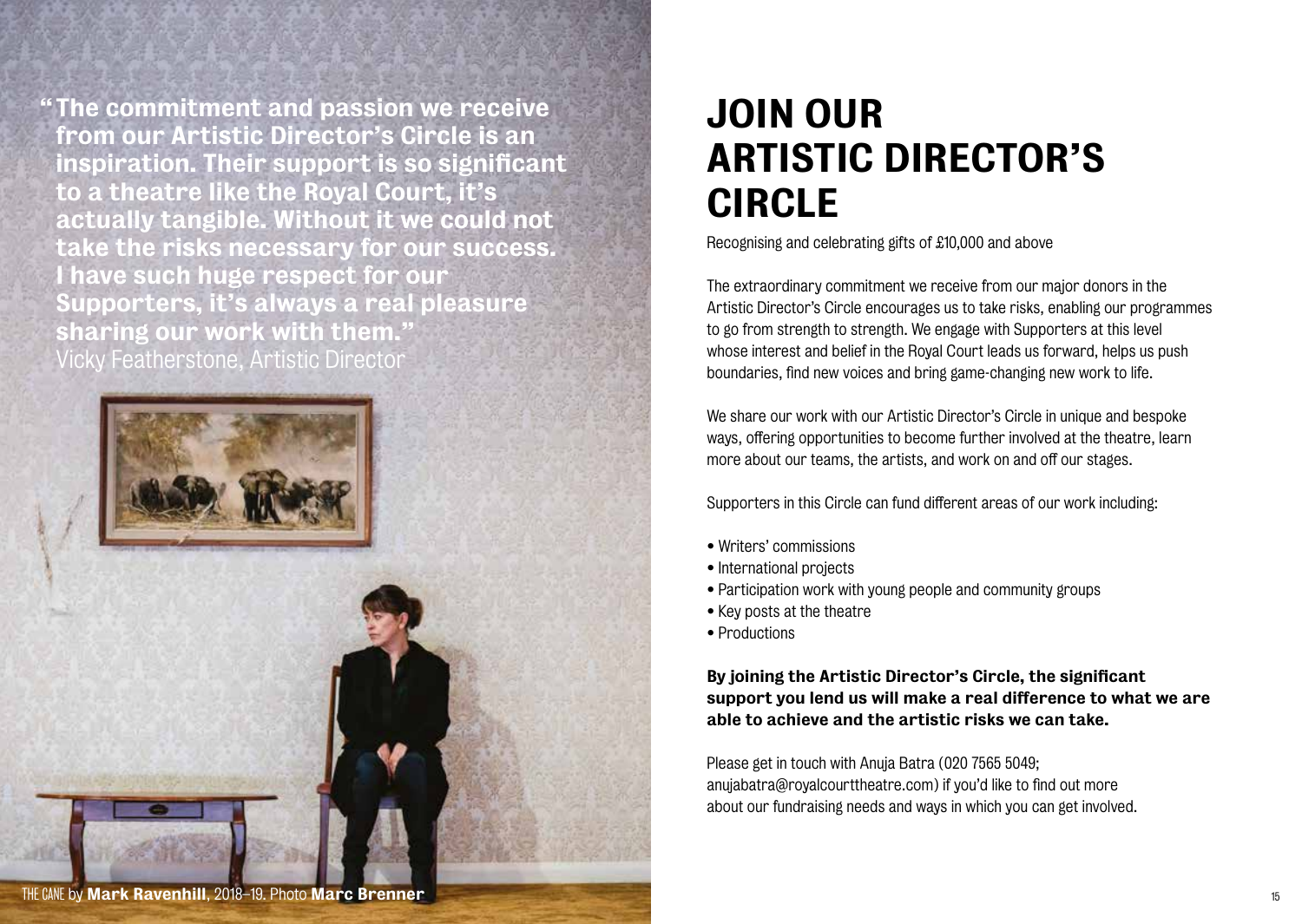**"The commitment and passion we receive from our Artistic Director's Circle is an inspiration. Their support is so significant to a theatre like the Royal Court, it's actually tangible. Without it we could not take the risks necessary for our success. I have such huge respect for our Supporters, it's always a real pleasure sharing our work with them."**
Vicky Featherstone, Artistic Director

THE CANE by **Mark Ravenhill**, 2018–19. Photo **Marc Brenner**

# JOIN OUR ARTISTIC DIRECTOR'S CIRCLE

Recognising and celebrating gifts of £10,000 and above

The extraordinary commitment we receive from our major donors in the Artistic Director's Circle encourages us to take risks, enabling our programmes to go from strength to strength. We engage with Supporters at this level whose interest and belief in the Royal Court leads us forward, helps us push boundaries, find new voices and bring game-changing new work to life.

We share our work with our Artistic Director's Circle in unique and bespoke ways, offering opportunities to become further involved at the theatre, learn more about our teams, the artists, and work on and off our stages.

Supporters in this Circle can fund different areas of our work including:

- Writers' commissions
- International projects
- Participation work with young people and community groups
- Key posts at the theatre
- Productions

**By joining the Artistic Director's Circle, the significant support you lend us will make a real difference to what we are able to achieve and the artistic risks we can take.**

Please get in touch with Anuja Batra (020 7565 5049; anujabatra@royalcourttheatre.com) if you'd like to find out more about our fundraising needs and ways in which you can get involved.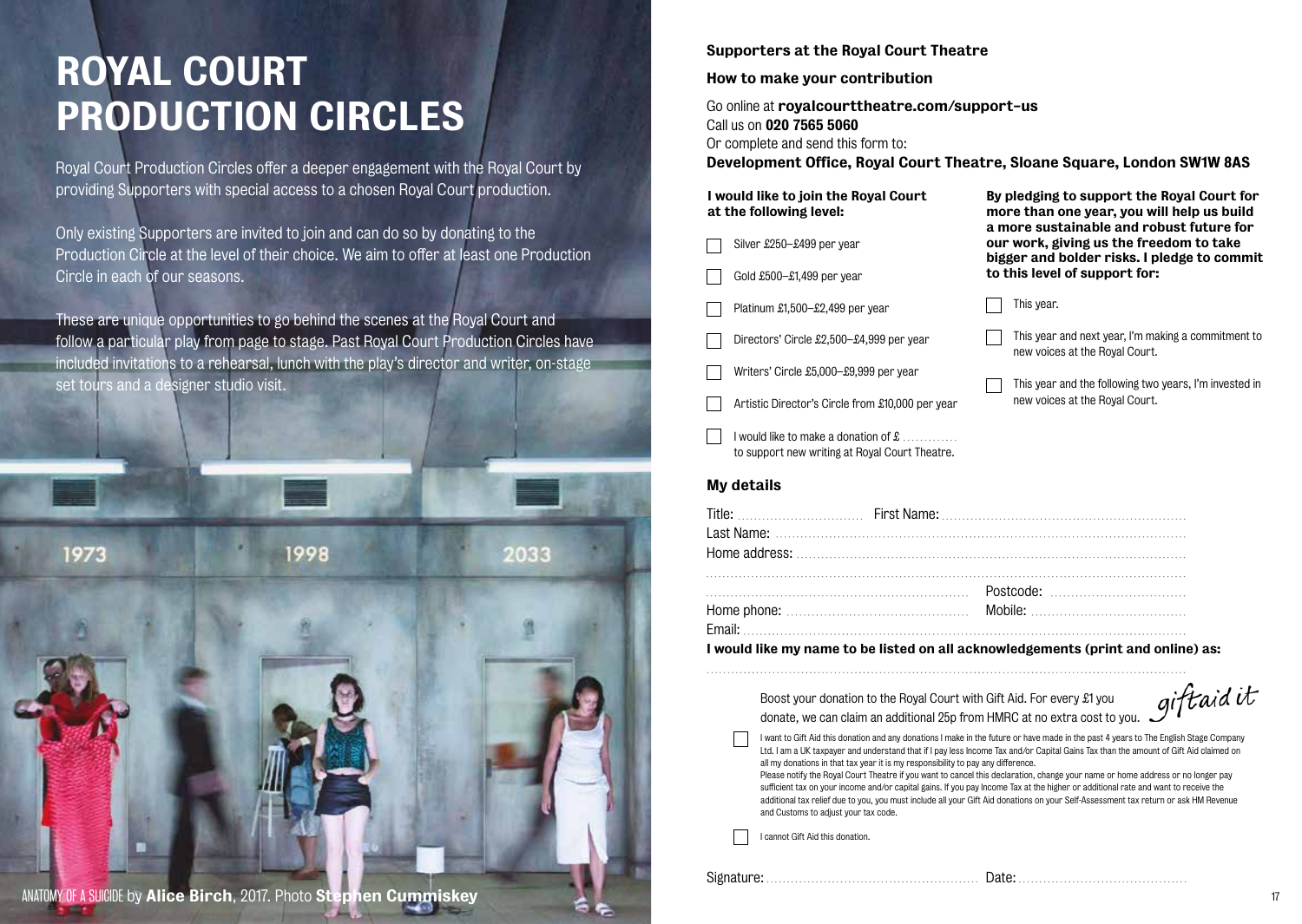# ROYAL COURT PRODUCTION CIRCLES

Royal Court Production Circles offer a deeper engagement with the Royal Court by providing Supporters with special access to a chosen Royal Court production.

Only existing Supporters are invited to join and can do so by donating to the Production Circle at the level of their choice. We aim to offer at least one Production Circle in each of our seasons.

These are unique opportunities to go behind the scenes at the Royal Court and follow a particular play from page to stage. Past Royal Court Production Circles have included invitations to a rehearsal, lunch with the play's director and writer, on-stage set tours and a designer studio visit.

ANATOMY OF A SUICIDE by **Alice Birch**, 2017. Photo **Stephen Cummiskey**

**Supporters at the Royal Court Theatre**

**How to make your contribution**

Go online at **royalcourttheatre.com/support-us**
Call us on **020 7565 5060**
Or complete and send this form to:
**Development Office, Royal Court Theatre, Sloane Square, London SW1W 8AS**

**I would like to join the Royal Court at the following level:**

- ☐ Silver £250–£499 per year
- ☐ Gold £500–£1,499 per year
- ☐ Platinum £1,500–£2,499 per year
- ☐ Directors' Circle £2,500–£4,999 per year
- ☐ Writers' Circle £5,000–£9,999 per year
- ☐ Artistic Director's Circle from £10,000 per year
- ☐ I would like to make a donation of £ ............ to support new writing at Royal Court Theatre.

**By pledging to support the Royal Court for more than one year, you will help us build a more sustainable and robust future for our work, giving us the freedom to take bigger and bolder risks. I pledge to commit to this level of support for:**

- ☐ This year.
- ☐ This year and next year, I'm making a commitment to new voices at the Royal Court.
- ☐ This year and the following two years, I'm invested in new voices at the Royal Court.

## My details

Title: ............ First Name: ............
Last Name: ............
Home address: ............
............ Postcode: ............
Home phone: ............ Mobile: ............
Email: ............

**I would like my name to be listed on all acknowledgements (print and online) as:**

............

Boost your donation to the Royal Court with Gift Aid. For every £1 you donate, we can claim an additional 25p from HMRC at no extra cost to you. *giftaid it*

☐ I want to Gift Aid this donation and any donations I make in the future or have made in the past 4 years to The English Stage Company Ltd. I am a UK taxpayer and understand that if I pay less Income Tax and/or Capital Gains Tax than the amount of Gift Aid claimed on all my donations in that tax year it is my responsibility to pay any difference.
Please notify the Royal Court Theatre if you want to cancel this declaration, change your name or home address or no longer pay sufficient tax on your income and/or capital gains. If you pay Income Tax at the higher or additional rate and want to receive the additional tax relief due to you, you must include all your Gift Aid donations on your Self-Assessment tax return or ask HM Revenue and Customs to adjust your tax code.

☐ I cannot Gift Aid this donation.

Signature: ............ Date: ............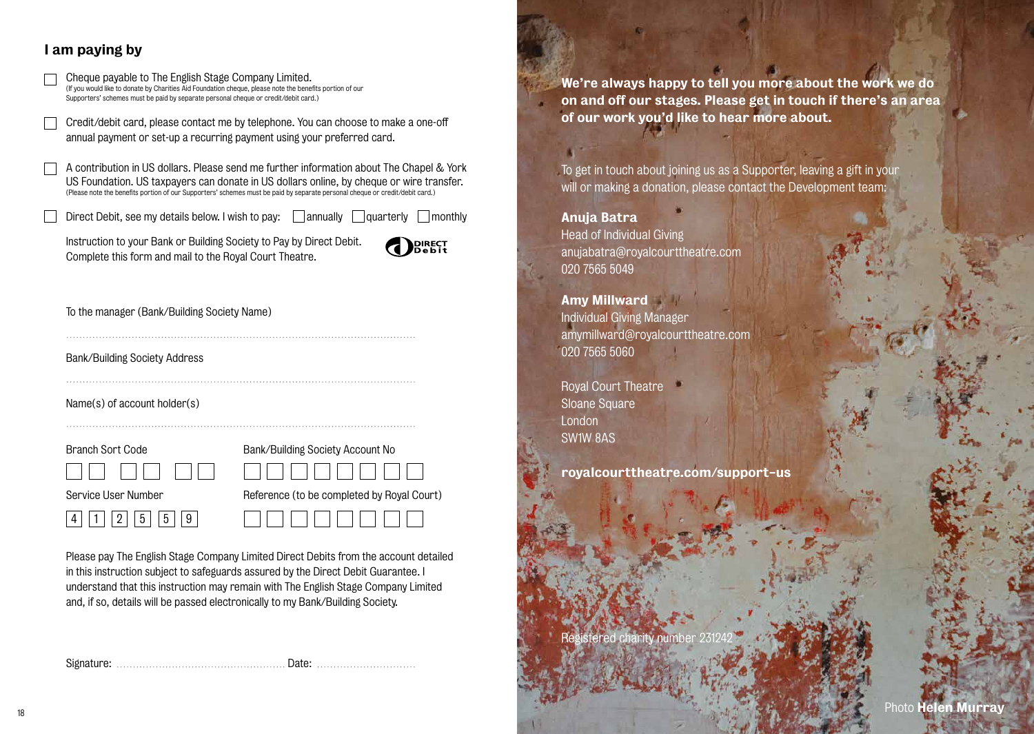## I am paying by

- [ ] Cheque payable to The English Stage Company Limited.
  (If you would like to donate by Charities Aid Foundation cheque, please note the benefits portion of our Supporters' schemes must be paid by separate personal cheque or credit/debit card.)
- [ ] Credit/debit card, please contact me by telephone. You can choose to make a one-off annual payment or set-up a recurring payment using your preferred card.
- [ ] A contribution in US dollars. Please send me further information about The Chapel & York US Foundation. US taxpayers can donate in US dollars online, by cheque or wire transfer.
  (Please note the benefits portion of our Supporters' schemes must be paid by separate personal cheque or credit/debit card.)
- [ ] Direct Debit, see my details below. I wish to pay: [ ] annually [ ] quarterly [ ] monthly

Instruction to your Bank or Building Society to Pay by Direct Debit. Complete this form and mail to the Royal Court Theatre.

DIRECT Debit

To the manager (Bank/Building Society Name)

..........................................................................................................

Bank/Building Society Address

..........................................................................................................

Name(s) of account holder(s)

..........................................................................................................

Branch Sort Code

[ ][ ] [ ][ ] [ ][ ]

Bank/Building Society Account No

[ ][ ][ ][ ][ ][ ][ ][ ]

Service User Number

4 1 2 5 5 9

Reference (to be completed by Royal Court)

[ ][ ][ ][ ][ ][ ][ ][ ]

Please pay The English Stage Company Limited Direct Debits from the account detailed in this instruction subject to safeguards assured by the Direct Debit Guarantee. I understand that this instruction may remain with The English Stage Company Limited and, if so, details will be passed electronically to my Bank/Building Society.

Signature: .................................................... Date: ..............................

**We're always happy to tell you more about the work we do on and off our stages. Please get in touch if there's an area of our work you'd like to hear more about.**

To get in touch about joining us as a Supporter, leaving a gift in your will or making a donation, please contact the Development team:

**Anuja Batra**
Head of Individual Giving
anujabatra@royalcourttheatre.com
020 7565 5049

**Amy Millward**
Individual Giving Manager
amymillward@royalcourttheatre.com
020 7565 5060

Royal Court Theatre
Sloane Square
London
SW1W 8AS

**royalcourttheatre.com/support-us**

Registered charity number 231242

Photo **Helen Murray**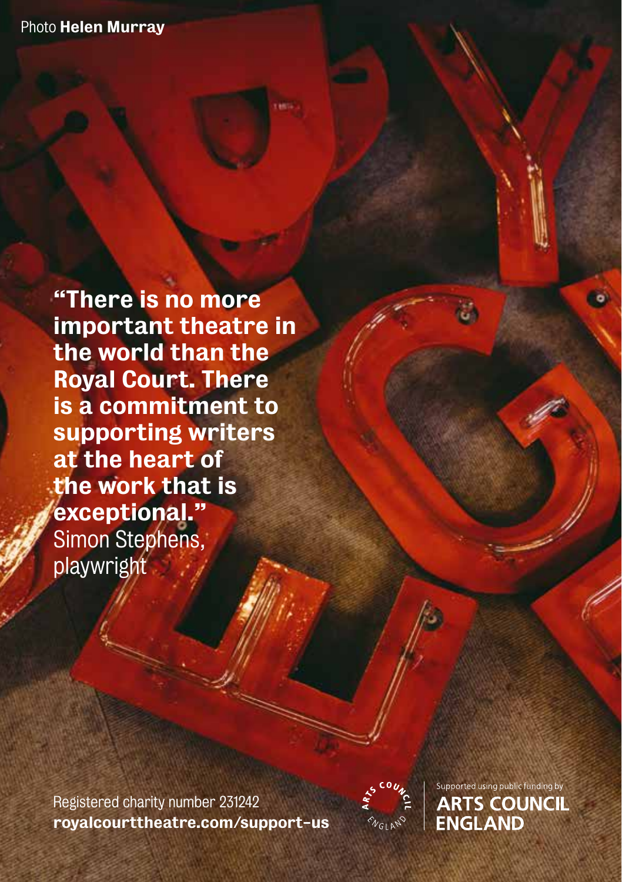Photo **Helen Murray**

**"There is no more important theatre in the world than the Royal Court. There is a commitment to supporting writers at the heart of the work that is exceptional."**
Simon Stephens, playwright

Registered charity number 231242
**royalcourttheatre.com/support-us**

Supported using public funding by
**ARTS COUNCIL ENGLAND**